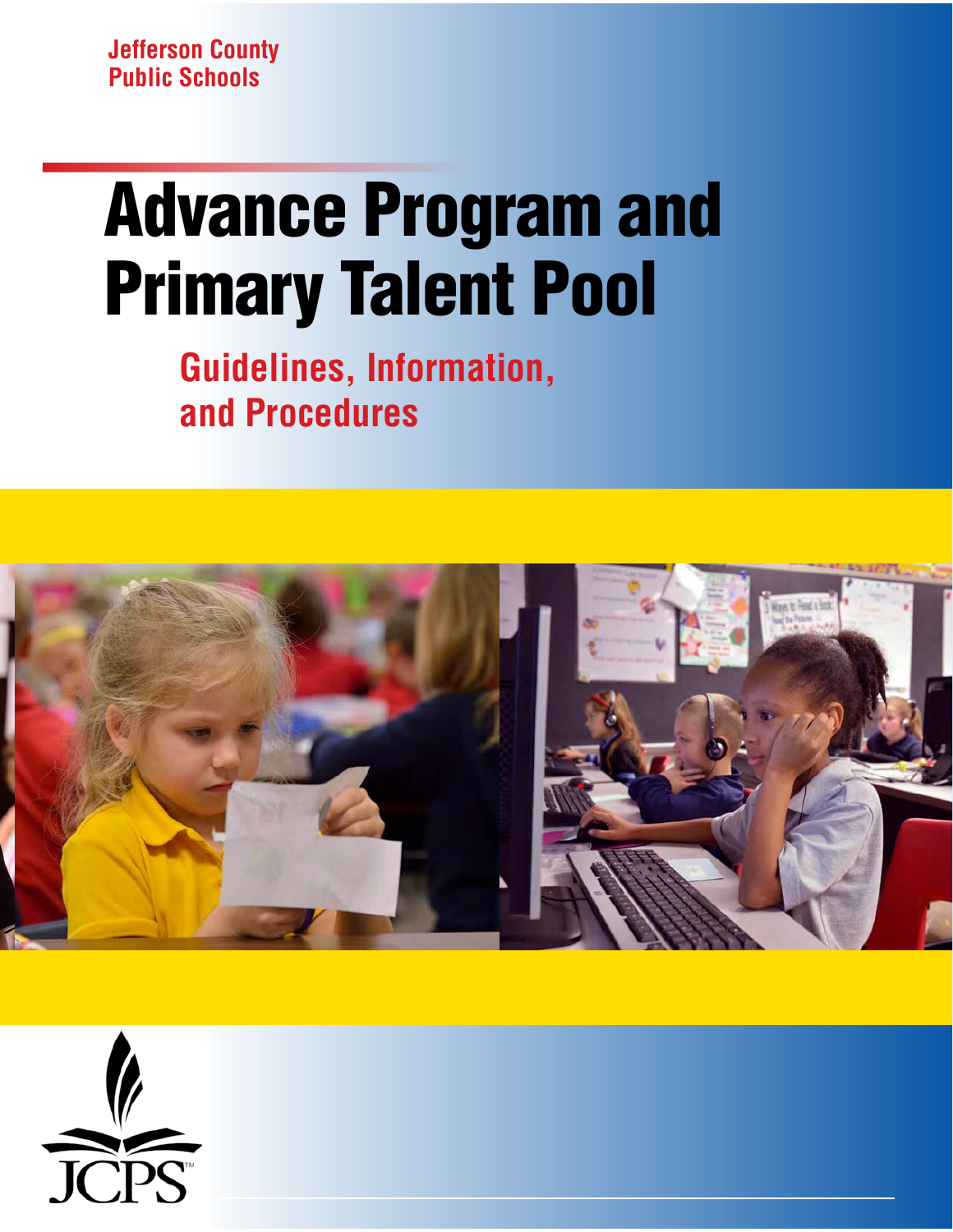Jefferson County Public Schools

# Advance Program and Primary Talent Pool

## Guidelines, Information, and Procedures

JCPS™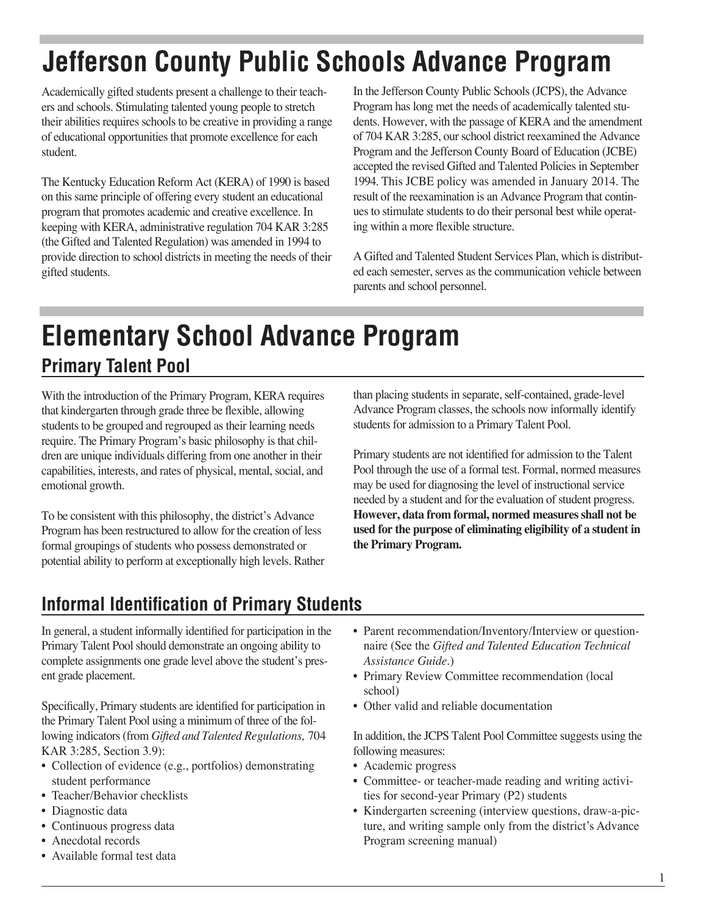# Jefferson County Public Schools Advance Program

Academically gifted students present a challenge to their teachers and schools. Stimulating talented young people to stretch their abilities requires schools to be creative in providing a range of educational opportunities that promote excellence for each student.

The Kentucky Education Reform Act (KERA) of 1990 is based on this same principle of offering every student an educational program that promotes academic and creative excellence. In keeping with KERA, administrative regulation 704 KAR 3:285 (the Gifted and Talented Regulation) was amended in 1994 to provide direction to school districts in meeting the needs of their gifted students.

In the Jefferson County Public Schools (JCPS), the Advance Program has long met the needs of academically talented students. However, with the passage of KERA and the amendment of 704 KAR 3:285, our school district reexamined the Advance Program and the Jefferson County Board of Education (JCBE) accepted the revised Gifted and Talented Policies in September 1994. This JCBE policy was amended in January 2014. The result of the reexamination is an Advance Program that continues to stimulate students to do their personal best while operating within a more flexible structure.

A Gifted and Talented Student Services Plan, which is distributed each semester, serves as the communication vehicle between parents and school personnel.

# Elementary School Advance Program

## Primary Talent Pool

With the introduction of the Primary Program, KERA requires that kindergarten through grade three be flexible, allowing students to be grouped and regrouped as their learning needs require. The Primary Program's basic philosophy is that children are unique individuals differing from one another in their capabilities, interests, and rates of physical, mental, social, and emotional growth.

To be consistent with this philosophy, the district's Advance Program has been restructured to allow for the creation of less formal groupings of students who possess demonstrated or potential ability to perform at exceptionally high levels. Rather than placing students in separate, self-contained, grade-level Advance Program classes, the schools now informally identify students for admission to a Primary Talent Pool.

Primary students are not identified for admission to the Talent Pool through the use of a formal test. Formal, normed measures may be used for diagnosing the level of instructional service needed by a student and for the evaluation of student progress. **However, data from formal, normed measures shall not be used for the purpose of eliminating eligibility of a student in the Primary Program.**

## Informal Identification of Primary Students

In general, a student informally identified for participation in the Primary Talent Pool should demonstrate an ongoing ability to complete assignments one grade level above the student's present grade placement.

Specifically, Primary students are identified for participation in the Primary Talent Pool using a minimum of three of the following indicators (from *Gifted and Talented Regulations,* 704 KAR 3:285, Section 3.9):

- Collection of evidence (e.g., portfolios) demonstrating student performance
- Teacher/Behavior checklists
- Diagnostic data
- Continuous progress data
- Anecdotal records
- Available formal test data
- Parent recommendation/Inventory/Interview or questionnaire (See the *Gifted and Talented Education Technical Assistance Guide*.)
- Primary Review Committee recommendation (local school)
- Other valid and reliable documentation

In addition, the JCPS Talent Pool Committee suggests using the following measures:

- Academic progress
- Committee- or teacher-made reading and writing activities for second-year Primary (P2) students
- Kindergarten screening (interview questions, draw-a-picture, and writing sample only from the district's Advance Program screening manual)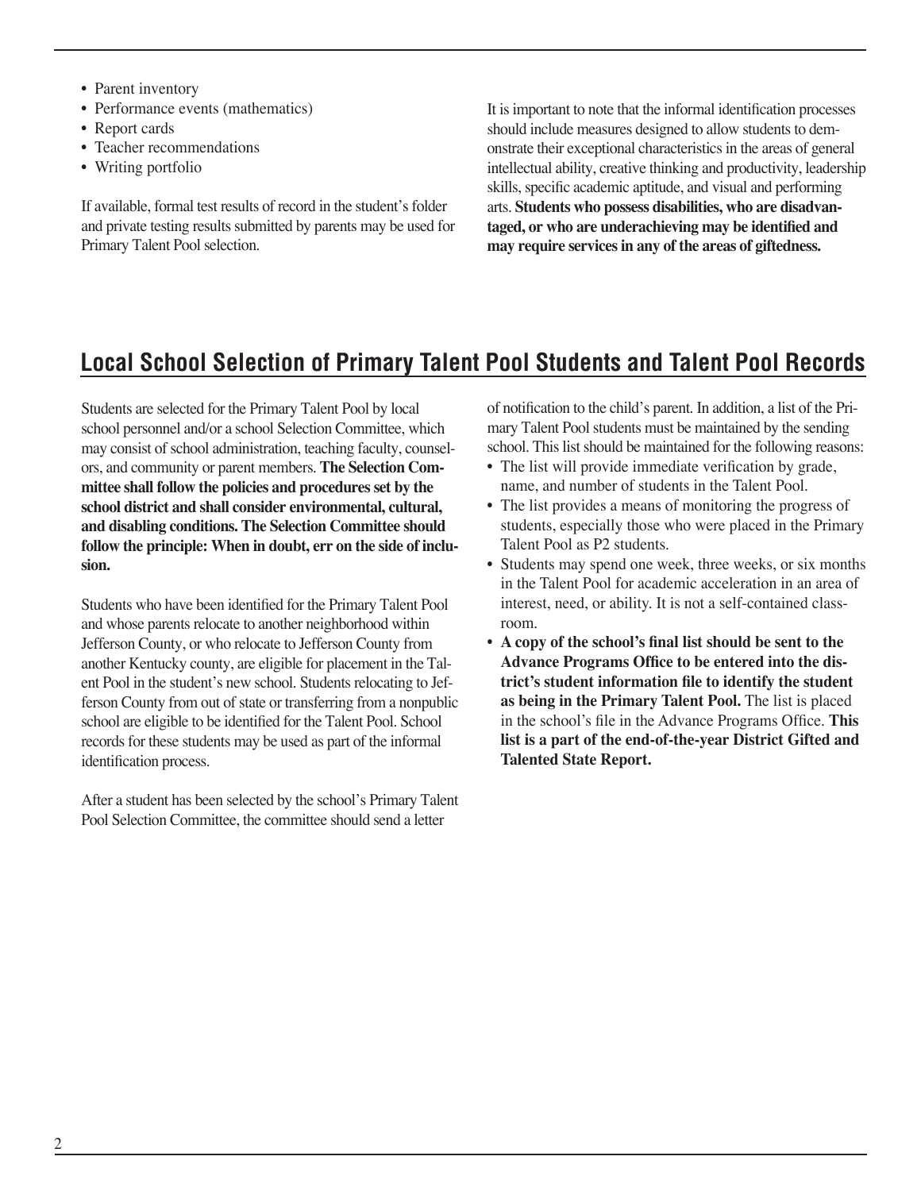- Parent inventory
- Performance events (mathematics)
- Report cards
- Teacher recommendations
- Writing portfolio

If available, formal test results of record in the student's folder and private testing results submitted by parents may be used for Primary Talent Pool selection.

It is important to note that the informal identification processes should include measures designed to allow students to demonstrate their exceptional characteristics in the areas of general intellectual ability, creative thinking and productivity, leadership skills, specific academic aptitude, and visual and performing arts. **Students who possess disabilities, who are disadvantaged, or who are underachieving may be identified and may require services in any of the areas of giftedness.**

## Local School Selection of Primary Talent Pool Students and Talent Pool Records

Students are selected for the Primary Talent Pool by local school personnel and/or a school Selection Committee, which may consist of school administration, teaching faculty, counselors, and community or parent members. **The Selection Committee shall follow the policies and procedures set by the school district and shall consider environmental, cultural, and disabling conditions. The Selection Committee should follow the principle: When in doubt, err on the side of inclusion.**

Students who have been identified for the Primary Talent Pool and whose parents relocate to another neighborhood within Jefferson County, or who relocate to Jefferson County from another Kentucky county, are eligible for placement in the Talent Pool in the student's new school. Students relocating to Jefferson County from out of state or transferring from a nonpublic school are eligible to be identified for the Talent Pool. School records for these students may be used as part of the informal identification process.

After a student has been selected by the school's Primary Talent Pool Selection Committee, the committee should send a letter of notification to the child's parent. In addition, a list of the Primary Talent Pool students must be maintained by the sending school. This list should be maintained for the following reasons:

- The list will provide immediate verification by grade, name, and number of students in the Talent Pool.
- The list provides a means of monitoring the progress of students, especially those who were placed in the Primary Talent Pool as P2 students.
- Students may spend one week, three weeks, or six months in the Talent Pool for academic acceleration in an area of interest, need, or ability. It is not a self-contained classroom.
- **A copy of the school's final list should be sent to the Advance Programs Office to be entered into the district's student information file to identify the student as being in the Primary Talent Pool.** The list is placed in the school's file in the Advance Programs Office. **This list is a part of the end-of-the-year District Gifted and Talented State Report.**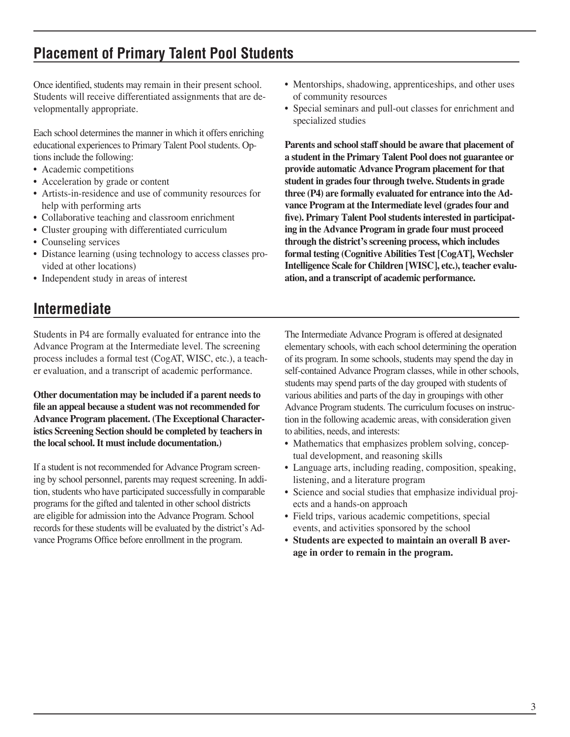## Placement of Primary Talent Pool Students

Once identified, students may remain in their present school. Students will receive differentiated assignments that are developmentally appropriate.

Each school determines the manner in which it offers enriching educational experiences to Primary Talent Pool students. Options include the following:

- Academic competitions
- Acceleration by grade or content
- Artists-in-residence and use of community resources for help with performing arts
- Collaborative teaching and classroom enrichment
- Cluster grouping with differentiated curriculum
- Counseling services
- Distance learning (using technology to access classes provided at other locations)
- Independent study in areas of interest
- Mentorships, shadowing, apprenticeships, and other uses of community resources
- Special seminars and pull-out classes for enrichment and specialized studies

**Parents and school staff should be aware that placement of a student in the Primary Talent Pool does not guarantee or provide automatic Advance Program placement for that student in grades four through twelve. Students in grade three (P4) are formally evaluated for entrance into the Advance Program at the Intermediate level (grades four and five). Primary Talent Pool students interested in participating in the Advance Program in grade four must proceed through the district's screening process, which includes formal testing (Cognitive Abilities Test [CogAT], Wechsler Intelligence Scale for Children [WISC], etc.), teacher evaluation, and a transcript of academic performance.**

## Intermediate

Students in P4 are formally evaluated for entrance into the Advance Program at the Intermediate level. The screening process includes a formal test (CogAT, WISC, etc.), a teacher evaluation, and a transcript of academic performance.

**Other documentation may be included if a parent needs to file an appeal because a student was not recommended for Advance Program placement. (The Exceptional Characteristics Screening Section should be completed by teachers in the local school. It must include documentation.)**

If a student is not recommended for Advance Program screening by school personnel, parents may request screening. In addition, students who have participated successfully in comparable programs for the gifted and talented in other school districts are eligible for admission into the Advance Program. School records for these students will be evaluated by the district's Advance Programs Office before enrollment in the program.

The Intermediate Advance Program is offered at designated elementary schools, with each school determining the operation of its program. In some schools, students may spend the day in self-contained Advance Program classes, while in other schools, students may spend parts of the day grouped with students of various abilities and parts of the day in groupings with other Advance Program students. The curriculum focuses on instruction in the following academic areas, with consideration given to abilities, needs, and interests:

- Mathematics that emphasizes problem solving, conceptual development, and reasoning skills
- Language arts, including reading, composition, speaking, listening, and a literature program
- Science and social studies that emphasize individual projects and a hands-on approach
- Field trips, various academic competitions, special events, and activities sponsored by the school
- **Students are expected to maintain an overall B average in order to remain in the program.**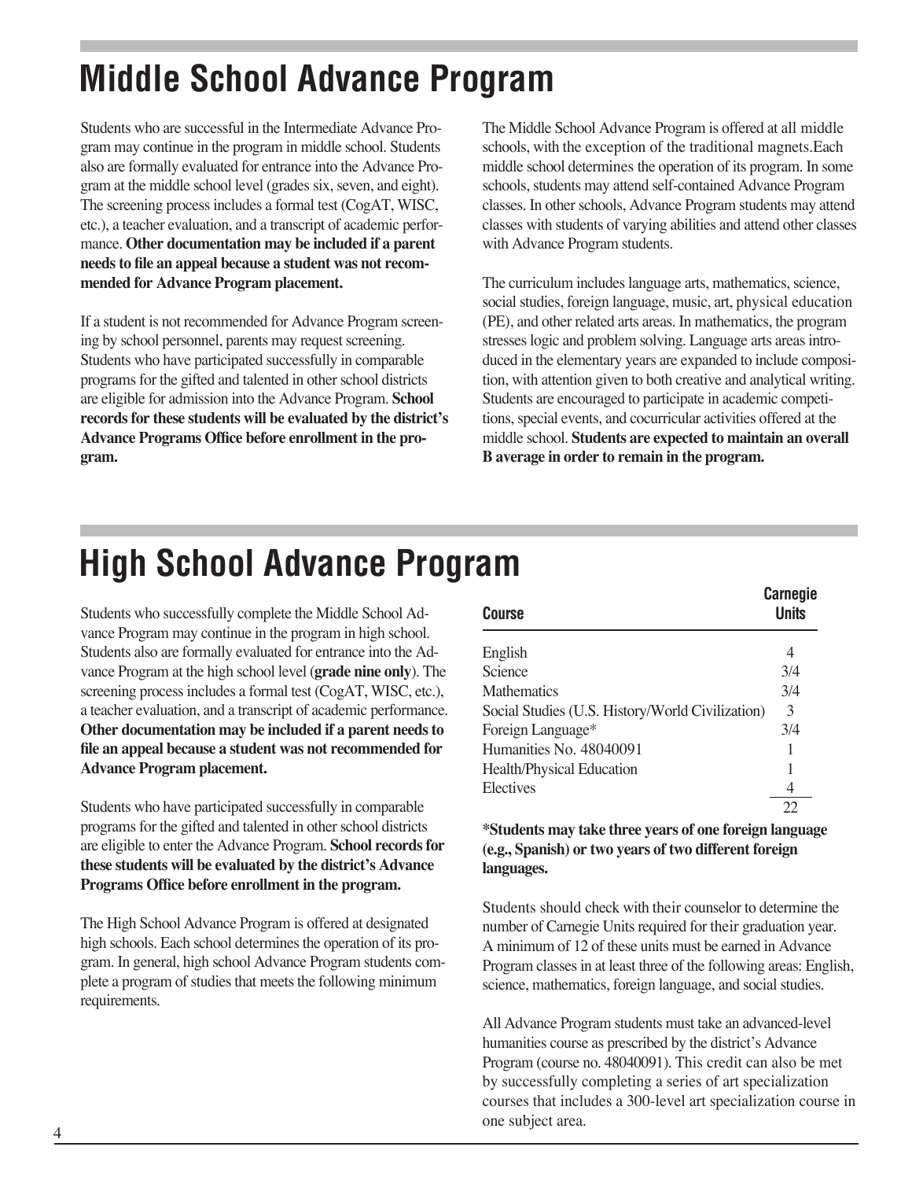# Middle School Advance Program

Students who are successful in the Intermediate Advance Program may continue in the program in middle school. Students also are formally evaluated for entrance into the Advance Program at the middle school level (grades six, seven, and eight). The screening process includes a formal test (CogAT, WISC, etc.), a teacher evaluation, and a transcript of academic performance. **Other documentation may be included if a parent needs to file an appeal because a student was not recommended for Advance Program placement.**

If a student is not recommended for Advance Program screening by school personnel, parents may request screening. Students who have participated successfully in comparable programs for the gifted and talented in other school districts are eligible for admission into the Advance Program. **School records for these students will be evaluated by the district's Advance Programs Office before enrollment in the program.**

The Middle School Advance Program is offered at all middle schools, with the exception of the traditional magnets.Each middle school determines the operation of its program. In some schools, students may attend self-contained Advance Program classes. In other schools, Advance Program students may attend classes with students of varying abilities and attend other classes with Advance Program students.

The curriculum includes language arts, mathematics, science, social studies, foreign language, music, art, physical education (PE), and other related arts areas. In mathematics, the program stresses logic and problem solving. Language arts areas introduced in the elementary years are expanded to include composition, with attention given to both creative and analytical writing. Students are encouraged to participate in academic competitions, special events, and cocurricular activities offered at the middle school. **Students are expected to maintain an overall B average in order to remain in the program.**

# High School Advance Program

Students who successfully complete the Middle School Advance Program may continue in the program in high school. Students also are formally evaluated for entrance into the Advance Program at the high school level (**grade nine only**). The screening process includes a formal test (CogAT, WISC, etc.), a teacher evaluation, and a transcript of academic performance. **Other documentation may be included if a parent needs to file an appeal because a student was not recommended for Advance Program placement.**

Students who have participated successfully in comparable programs for the gifted and talented in other school districts are eligible to enter the Advance Program. **School records for these students will be evaluated by the district's Advance Programs Office before enrollment in the program.**

The High School Advance Program is offered at designated high schools. Each school determines the operation of its program. In general, high school Advance Program students complete a program of studies that meets the following minimum requirements.

| Course | Carnegie Units |
|---|---|
| English | 4 |
| Science | 3/4 |
| Mathematics | 3/4 |
| Social Studies (U.S. History/World Civilization) | 3 |
| Foreign Language* | 3/4 |
| Humanities No. 48040091 | 1 |
| Health/Physical Education | 1 |
| Electives | 4 |
| | 22 |

**\*Students may take three years of one foreign language (e.g., Spanish) or two years of two different foreign languages.**

Students should check with their counselor to determine the number of Carnegie Units required for their graduation year. A minimum of 12 of these units must be earned in Advance Program classes in at least three of the following areas: English, science, mathematics, foreign language, and social studies.

All Advance Program students must take an advanced-level humanities course as prescribed by the district's Advance Program (course no. 48040091). This credit can also be met by successfully completing a series of art specialization courses that includes a 300-level art specialization course in one subject area.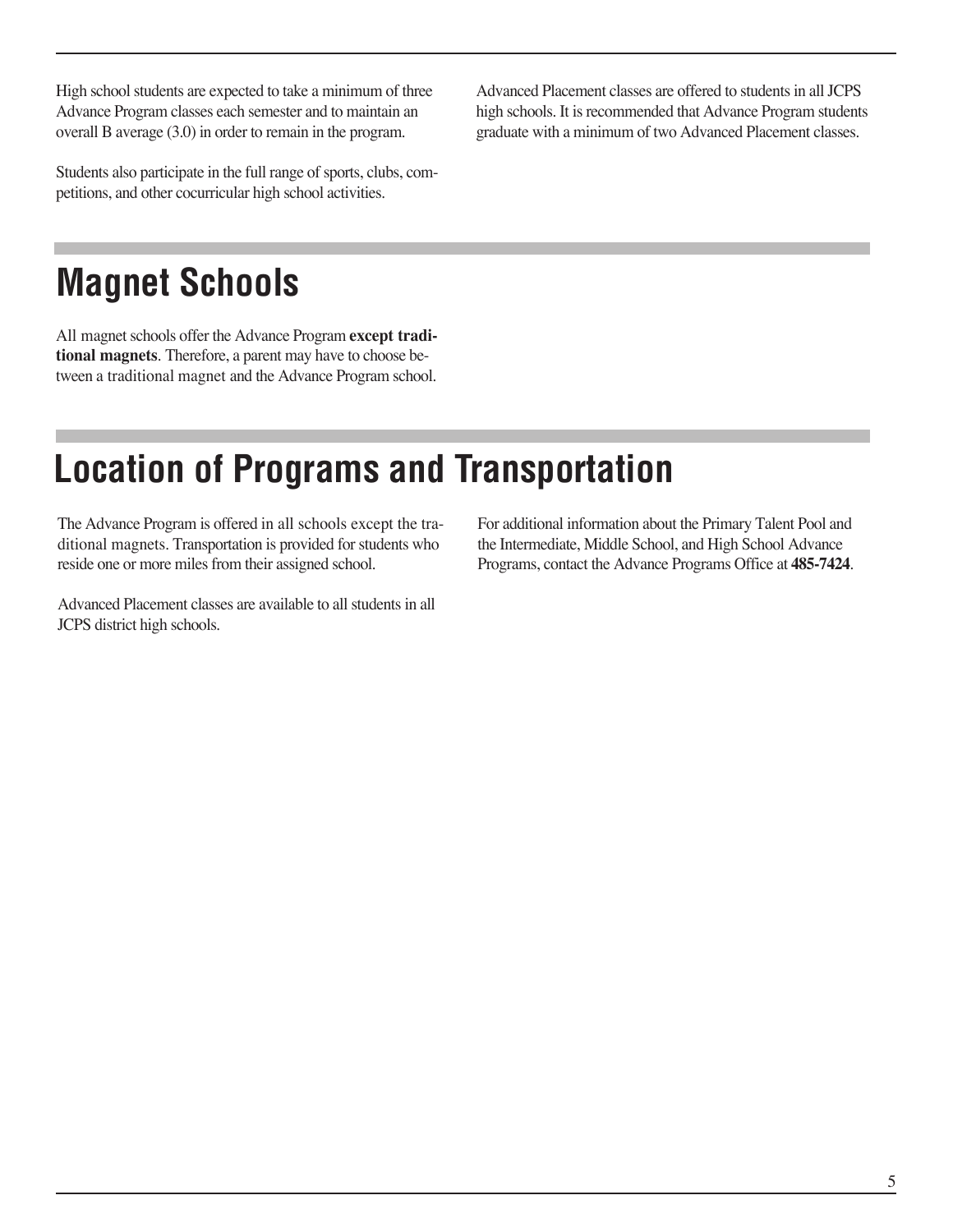High school students are expected to take a minimum of three Advance Program classes each semester and to maintain an overall B average (3.0) in order to remain in the program.

Students also participate in the full range of sports, clubs, competitions, and other cocurricular high school activities.

Advanced Placement classes are offered to students in all JCPS high schools. It is recommended that Advance Program students graduate with a minimum of two Advanced Placement classes.

# Magnet Schools

All magnet schools offer the Advance Program **except traditional magnets**. Therefore, a parent may have to choose between a traditional magnet and the Advance Program school.

# Location of Programs and Transportation

The Advance Program is offered in all schools except the traditional magnets. Transportation is provided for students who reside one or more miles from their assigned school.

Advanced Placement classes are available to all students in all JCPS district high schools.

For additional information about the Primary Talent Pool and the Intermediate, Middle School, and High School Advance Programs, contact the Advance Programs Office at **485-7424**.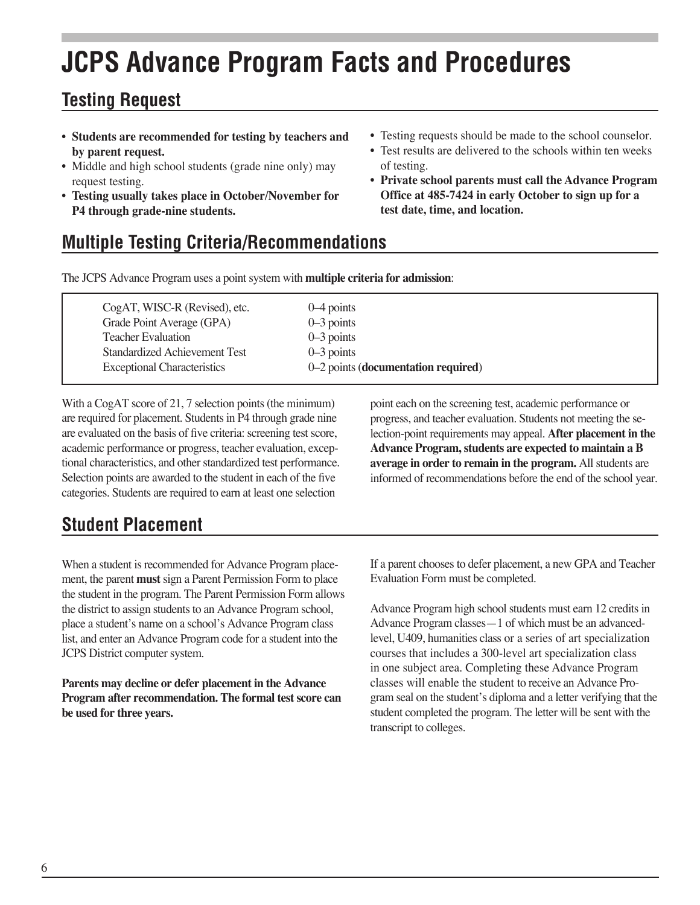# JCPS Advance Program Facts and Procedures

## Testing Request

- **Students are recommended for testing by teachers and by parent request.**
- Middle and high school students (grade nine only) may request testing.
- **Testing usually takes place in October/November for P4 through grade-nine students.**
- Testing requests should be made to the school counselor.
- Test results are delivered to the schools within ten weeks of testing.
- **Private school parents must call the Advance Program Office at 485-7424 in early October to sign up for a test date, time, and location.**

## Multiple Testing Criteria/Recommendations

The JCPS Advance Program uses a point system with **multiple criteria for admission**:

| | |
|---|---|
| CogAT, WISC-R (Revised), etc. | 0–4 points |
| Grade Point Average (GPA) | 0–3 points |
| Teacher Evaluation | 0–3 points |
| Standardized Achievement Test | 0–3 points |
| Exceptional Characteristics | 0–2 points (**documentation required**) |

With a CogAT score of 21, 7 selection points (the minimum) are required for placement. Students in P4 through grade nine are evaluated on the basis of five criteria: screening test score, academic performance or progress, teacher evaluation, exceptional characteristics, and other standardized test performance. Selection points are awarded to the student in each of the five categories. Students are required to earn at least one selection point each on the screening test, academic performance or progress, and teacher evaluation. Students not meeting the selection-point requirements may appeal. **After placement in the Advance Program, students are expected to maintain a B average in order to remain in the program.** All students are informed of recommendations before the end of the school year.

## Student Placement

When a student is recommended for Advance Program placement, the parent **must** sign a Parent Permission Form to place the student in the program. The Parent Permission Form allows the district to assign students to an Advance Program school, place a student's name on a school's Advance Program class list, and enter an Advance Program code for a student into the JCPS District computer system.

**Parents may decline or defer placement in the Advance Program after recommendation. The formal test score can be used for three years.**

If a parent chooses to defer placement, a new GPA and Teacher Evaluation Form must be completed.

Advance Program high school students must earn 12 credits in Advance Program classes—1 of which must be an advanced-level, U409, humanities class or a series of art specialization courses that includes a 300-level art specialization class in one subject area. Completing these Advance Program classes will enable the student to receive an Advance Program seal on the student's diploma and a letter verifying that the student completed the program. The letter will be sent with the transcript to colleges.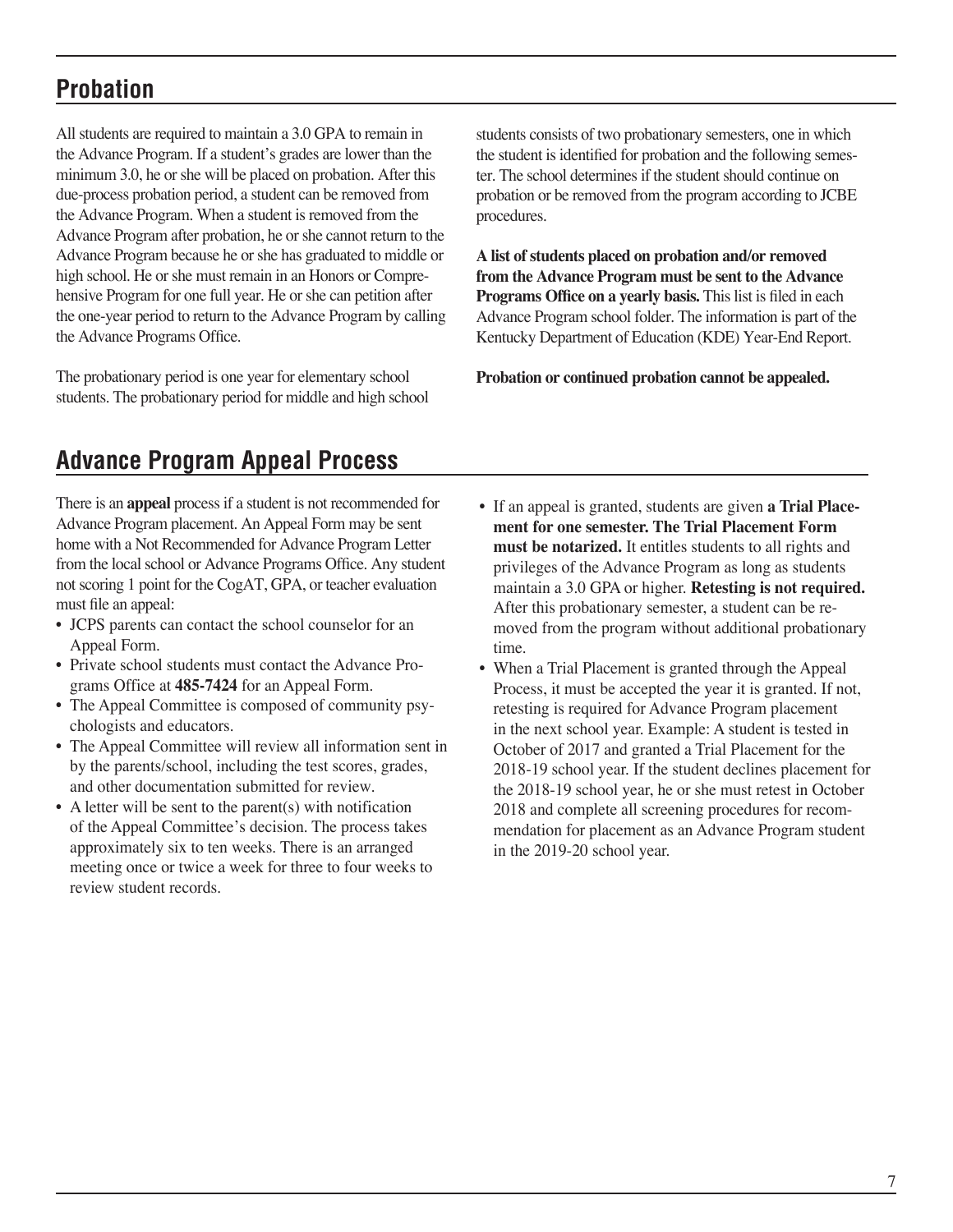## Probation

All students are required to maintain a 3.0 GPA to remain in the Advance Program. If a student's grades are lower than the minimum 3.0, he or she will be placed on probation. After this due-process probation period, a student can be removed from the Advance Program. When a student is removed from the Advance Program after probation, he or she cannot return to the Advance Program because he or she has graduated to middle or high school. He or she must remain in an Honors or Comprehensive Program for one full year. He or she can petition after the one-year period to return to the Advance Program by calling the Advance Programs Office.

The probationary period is one year for elementary school students. The probationary period for middle and high school students consists of two probationary semesters, one in which the student is identified for probation and the following semester. The school determines if the student should continue on probation or be removed from the program according to JCBE procedures.

**A list of students placed on probation and/or removed from the Advance Program must be sent to the Advance Programs Office on a yearly basis.** This list is filed in each Advance Program school folder. The information is part of the Kentucky Department of Education (KDE) Year-End Report.

**Probation or continued probation cannot be appealed.**

## Advance Program Appeal Process

There is an **appeal** process if a student is not recommended for Advance Program placement. An Appeal Form may be sent home with a Not Recommended for Advance Program Letter from the local school or Advance Programs Office. Any student not scoring 1 point for the CogAT, GPA, or teacher evaluation must file an appeal:

- JCPS parents can contact the school counselor for an Appeal Form.
- Private school students must contact the Advance Programs Office at **485-7424** for an Appeal Form.
- The Appeal Committee is composed of community psychologists and educators.
- The Appeal Committee will review all information sent in by the parents/school, including the test scores, grades, and other documentation submitted for review.
- A letter will be sent to the parent(s) with notification of the Appeal Committee's decision. The process takes approximately six to ten weeks. There is an arranged meeting once or twice a week for three to four weeks to review student records.
- If an appeal is granted, students are given **a Trial Placement for one semester. The Trial Placement Form must be notarized.** It entitles students to all rights and privileges of the Advance Program as long as students maintain a 3.0 GPA or higher. **Retesting is not required.** After this probationary semester, a student can be removed from the program without additional probationary time.
- When a Trial Placement is granted through the Appeal Process, it must be accepted the year it is granted. If not, retesting is required for Advance Program placement in the next school year. Example: A student is tested in October of 2017 and granted a Trial Placement for the 2018-19 school year. If the student declines placement for the 2018-19 school year, he or she must retest in October 2018 and complete all screening procedures for recommendation for placement as an Advance Program student in the 2019-20 school year.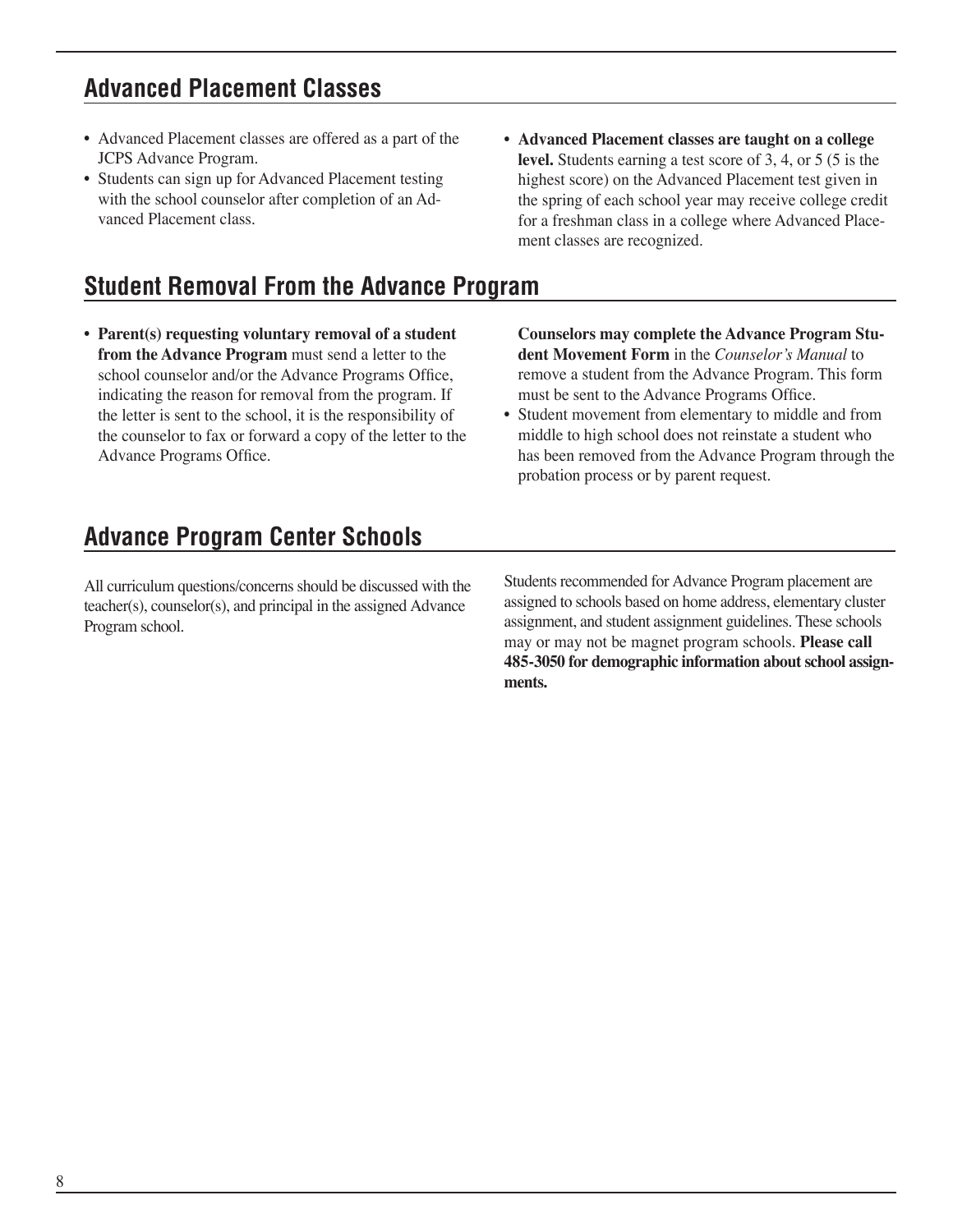## Advanced Placement Classes

- Advanced Placement classes are offered as a part of the JCPS Advance Program.
- Students can sign up for Advanced Placement testing with the school counselor after completion of an Advanced Placement class.
- **Advanced Placement classes are taught on a college level.** Students earning a test score of 3, 4, or 5 (5 is the highest score) on the Advanced Placement test given in the spring of each school year may receive college credit for a freshman class in a college where Advanced Placement classes are recognized.

## Student Removal From the Advance Program

- **Parent(s) requesting voluntary removal of a student from the Advance Program** must send a letter to the school counselor and/or the Advance Programs Office, indicating the reason for removal from the program. If the letter is sent to the school, it is the responsibility of the counselor to fax or forward a copy of the letter to the Advance Programs Office.

  **Counselors may complete the Advance Program Student Movement Form** in the *Counselor's Manual* to remove a student from the Advance Program. This form must be sent to the Advance Programs Office.
- Student movement from elementary to middle and from middle to high school does not reinstate a student who has been removed from the Advance Program through the probation process or by parent request.

## Advance Program Center Schools

All curriculum questions/concerns should be discussed with the teacher(s), counselor(s), and principal in the assigned Advance Program school.

Students recommended for Advance Program placement are assigned to schools based on home address, elementary cluster assignment, and student assignment guidelines. These schools may or may not be magnet program schools. **Please call 485-3050 for demographic information about school assignments.**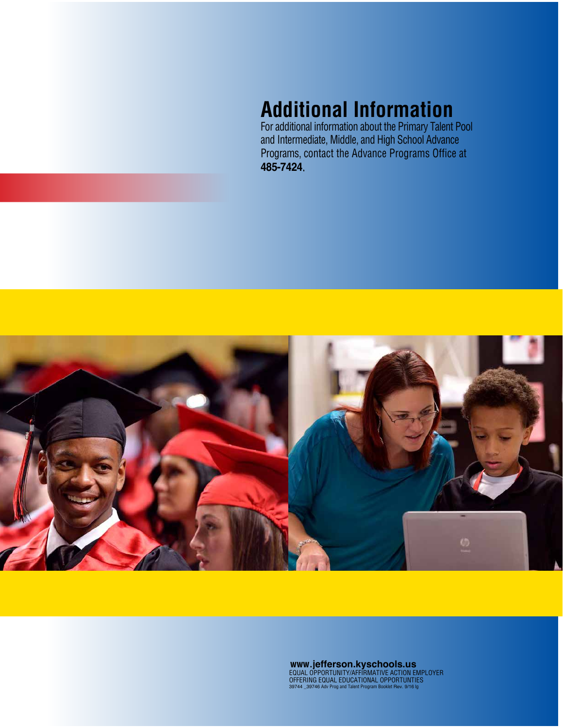# Additional Information

For additional information about the Primary Talent Pool and Intermediate, Middle, and High School Advance Programs, contact the Advance Programs Office at **485-7424**.

**www.jefferson.kyschools.us**
EQUAL OPPORTUNITY/AFFIRMATIVE ACTION EMPLOYER
OFFERING EQUAL EDUCATIONAL OPPORTUNTIES
39744 _39746 Adv Prog and Talent Program Booklet Rev. 9/16 lg